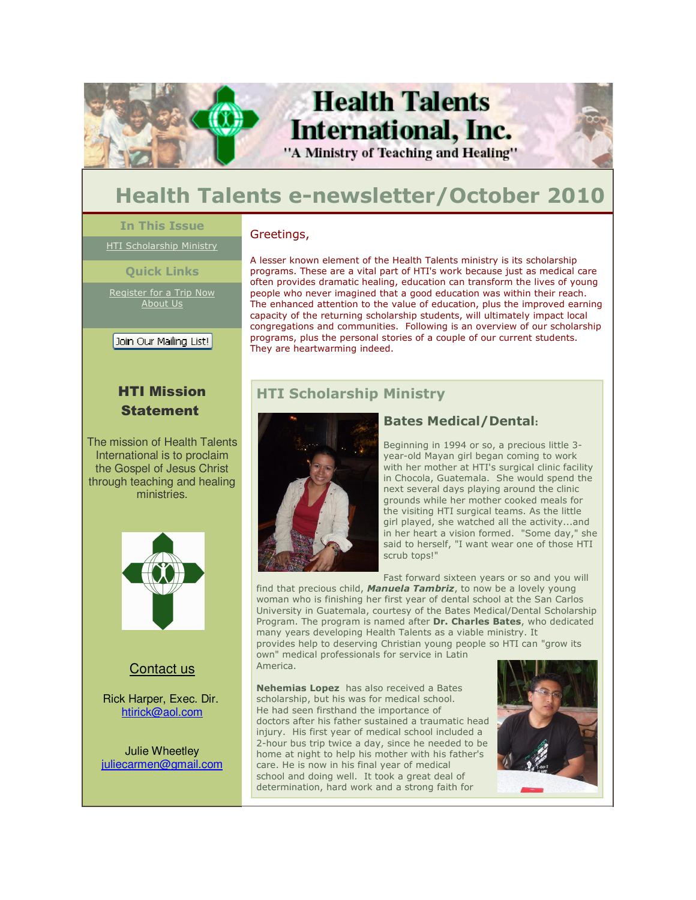# Health Talents International, Inc.

"A Ministry of Teaching and Healing"

## Health Talents e-newsletter/October 2010

**In This Issue**

HTI Scholarship Ministry

**Quick Links**

Register for a Trip Now
About Us

Join Our Mailing List!

### HTI Mission Statement

The mission of Health Talents International is to proclaim the Gospel of Jesus Christ through teaching and healing ministries.

**Contact us**

Rick Harper, Exec. Dir.
htirick@aol.com

Julie Wheetley
juliecarmen@gmail.com

Greetings,

A lesser known element of the Health Talents ministry is its scholarship programs. These are a vital part of HTI's work because just as medical care often provides dramatic healing, education can transform the lives of young people who never imagined that a good education was within their reach. The enhanced attention to the value of education, plus the improved earning capacity of the returning scholarship students, will ultimately impact local congregations and communities. Following is an overview of our scholarship programs, plus the personal stories of a couple of our current students. They are heartwarming indeed.

## HTI Scholarship Ministry

### Bates Medical/Dental:

Beginning in 1994 or so, a precious little 3-year-old Mayan girl began coming to work with her mother at HTI's surgical clinic facility in Chocola, Guatemala. She would spend the next several days playing around the clinic grounds while her mother cooked meals for the visiting HTI surgical teams. As the little girl played, she watched all the activity...and in her heart a vision formed. "Some day," she said to herself, "I want wear one of those HTI scrub tops!"

Fast forward sixteen years or so and you will find that precious child, ***Manuela Tambriz***, to now be a lovely young woman who is finishing her first year of dental school at the San Carlos University in Guatemala, courtesy of the Bates Medical/Dental Scholarship Program. The program is named after **Dr. Charles Bates**, who dedicated many years developing Health Talents as a viable ministry. It provides help to deserving Christian young people so HTI can "grow its own" medical professionals for service in Latin America.

**Nehemias Lopez** has also received a Bates scholarship, but his was for medical school. He had seen firsthand the importance of doctors after his father sustained a traumatic head injury. His first year of medical school included a 2-hour bus trip twice a day, since he needed to be home at night to help his mother with his father's care. He is now in his final year of medical school and doing well. It took a great deal of determination, hard work and a strong faith for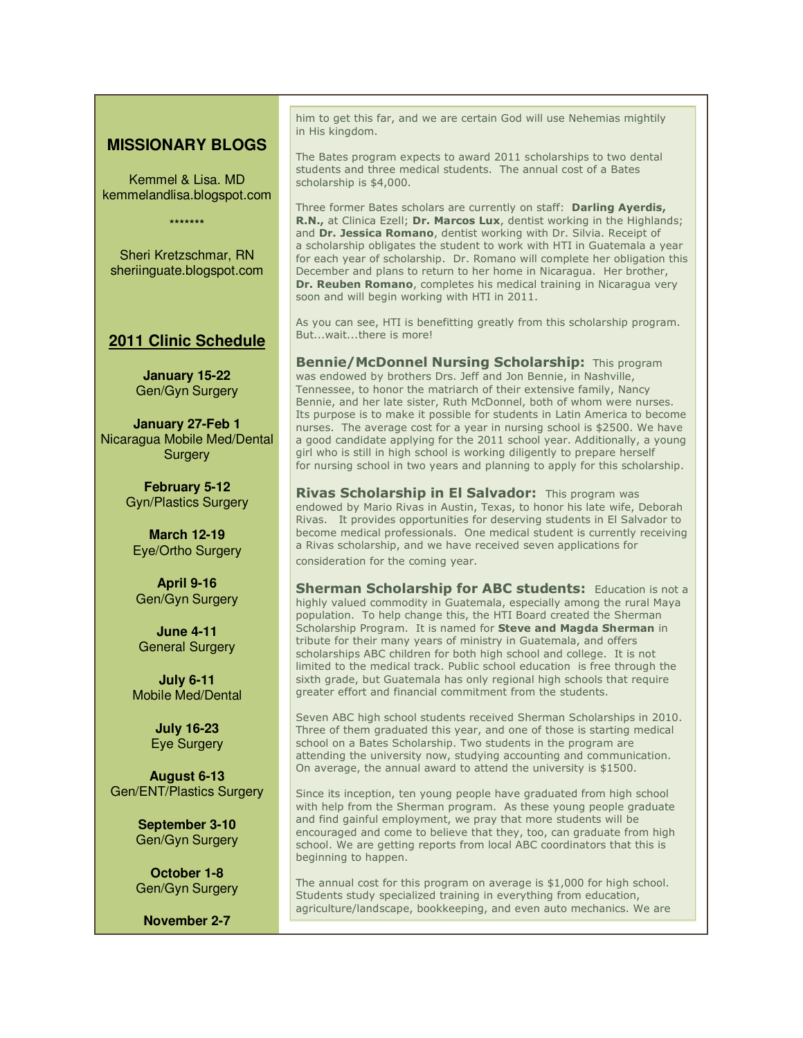## MISSIONARY BLOGS

Kemmel & Lisa. MD
kemmelandlisa.blogspot.com

*******

Sheri Kretzschmar, RN
sheriinguate.blogspot.com

## 2011 Clinic Schedule

**January 15-22**
Gen/Gyn Surgery

**January 27-Feb 1**
Nicaragua Mobile Med/Dental Surgery

**February 5-12**
Gyn/Plastics Surgery

**March 12-19**
Eye/Ortho Surgery

**April 9-16**
Gen/Gyn Surgery

**June 4-11**
General Surgery

**July 6-11**
Mobile Med/Dental

**July 16-23**
Eye Surgery

**August 6-13**
Gen/ENT/Plastics Surgery

**September 3-10**
Gen/Gyn Surgery

**October 1-8**
Gen/Gyn Surgery

**November 2-7**

---

him to get this far, and we are certain God will use Nehemias mightily in His kingdom.

The Bates program expects to award 2011 scholarships to two dental students and three medical students. The annual cost of a Bates scholarship is $4,000.

Three former Bates scholars are currently on staff: **Darling Ayerdis, R.N.,** at Clinica Ezell; **Dr. Marcos Lux**, dentist working in the Highlands; and **Dr. Jessica Romano**, dentist working with Dr. Silvia. Receipt of a scholarship obligates the student to work with HTI in Guatemala a year for each year of scholarship. Dr. Romano will complete her obligation this December and plans to return to her home in Nicaragua. Her brother, **Dr. Reuben Romano**, completes his medical training in Nicaragua very soon and will begin working with HTI in 2011.

As you can see, HTI is benefitting greatly from this scholarship program. But...wait...there is more!

**Bennie/McDonnel Nursing Scholarship:** This program was endowed by brothers Drs. Jeff and Jon Bennie, in Nashville, Tennessee, to honor the matriarch of their extensive family, Nancy Bennie, and her late sister, Ruth McDonnel, both of whom were nurses. Its purpose is to make it possible for students in Latin America to become nurses. The average cost for a year in nursing school is $2500. We have a good candidate applying for the 2011 school year. Additionally, a young girl who is still in high school is working diligently to prepare herself for nursing school in two years and planning to apply for this scholarship.

**Rivas Scholarship in El Salvador:** This program was endowed by Mario Rivas in Austin, Texas, to honor his late wife, Deborah Rivas. It provides opportunities for deserving students in El Salvador to become medical professionals. One medical student is currently receiving a Rivas scholarship, and we have received seven applications for consideration for the coming year.

**Sherman Scholarship for ABC students:** Education is not a highly valued commodity in Guatemala, especially among the rural Maya population. To help change this, the HTI Board created the Sherman Scholarship Program. It is named for **Steve and Magda Sherman** in tribute for their many years of ministry in Guatemala, and offers scholarships ABC children for both high school and college. It is not limited to the medical track. Public school education is free through the sixth grade, but Guatemala has only regional high schools that require greater effort and financial commitment from the students.

Seven ABC high school students received Sherman Scholarships in 2010. Three of them graduated this year, and one of those is starting medical school on a Bates Scholarship. Two students in the program are attending the university now, studying accounting and communication. On average, the annual award to attend the university is $1500.

Since its inception, ten young people have graduated from high school with help from the Sherman program. As these young people graduate and find gainful employment, we pray that more students will be encouraged and come to believe that they, too, can graduate from high school. We are getting reports from local ABC coordinators that this is beginning to happen.

The annual cost for this program on average is $1,000 for high school. Students study specialized training in everything from education, agriculture/landscape, bookkeeping, and even auto mechanics. We are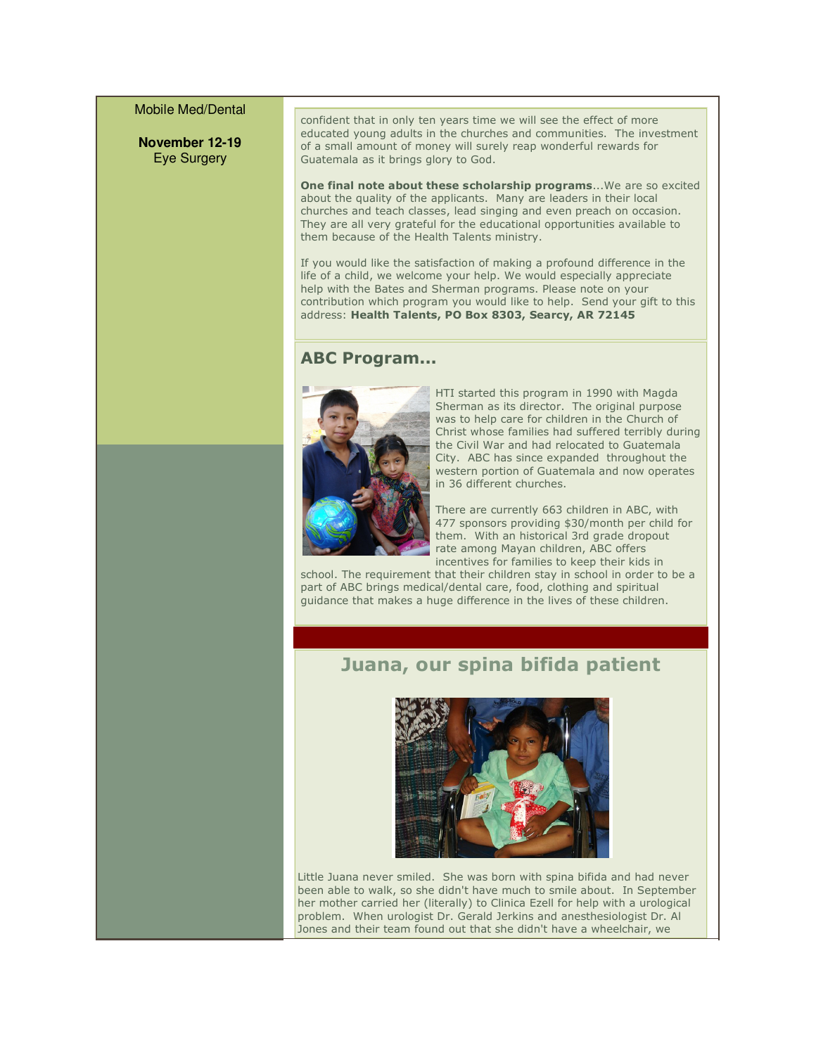Mobile Med/Dental

**November 12-19**
Eye Surgery

confident that in only ten years time we will see the effect of more educated young adults in the churches and communities. The investment of a small amount of money will surely reap wonderful rewards for Guatemala as it brings glory to God.

**One final note about these scholarship programs**...We are so excited about the quality of the applicants. Many are leaders in their local churches and teach classes, lead singing and even preach on occasion. They are all very grateful for the educational opportunities available to them because of the Health Talents ministry.

If you would like the satisfaction of making a profound difference in the life of a child, we welcome your help. We would especially appreciate help with the Bates and Sherman programs. Please note on your contribution which program you would like to help. Send your gift to this address: **Health Talents, PO Box 8303, Searcy, AR 72145**

## ABC Program...

HTI started this program in 1990 with Magda Sherman as its director. The original purpose was to help care for children in the Church of Christ whose families had suffered terribly during the Civil War and had relocated to Guatemala City. ABC has since expanded throughout the western portion of Guatemala and now operates in 36 different churches.

There are currently 663 children in ABC, with 477 sponsors providing $30/month per child for them. With an historical 3rd grade dropout rate among Mayan children, ABC offers incentives for families to keep their kids in school. The requirement that their children stay in school in order to be a part of ABC brings medical/dental care, food, clothing and spiritual guidance that makes a huge difference in the lives of these children.

## Juana, our spina bifida patient

Little Juana never smiled. She was born with spina bifida and had never been able to walk, so she didn't have much to smile about. In September her mother carried her (literally) to Clinica Ezell for help with a urological problem. When urologist Dr. Gerald Jerkins and anesthesiologist Dr. Al Jones and their team found out that she didn't have a wheelchair, we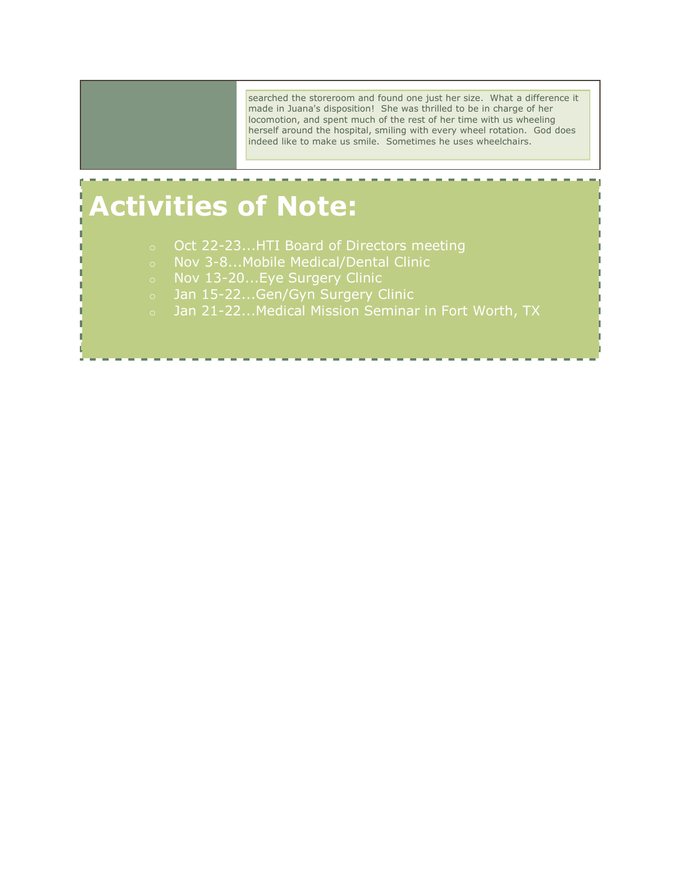searched the storeroom and found one just her size. What a difference it made in Juana's disposition! She was thrilled to be in charge of her locomotion, and spent much of the rest of her time with us wheeling herself around the hospital, smiling with every wheel rotation. God does indeed like to make us smile. Sometimes he uses wheelchairs.

# Activities of Note:

- Oct 22-23...HTI Board of Directors meeting
- Nov 3-8...Mobile Medical/Dental Clinic
- Nov 13-20...Eye Surgery Clinic
- Jan 15-22...Gen/Gyn Surgery Clinic
- Jan 21-22...Medical Mission Seminar in Fort Worth, TX